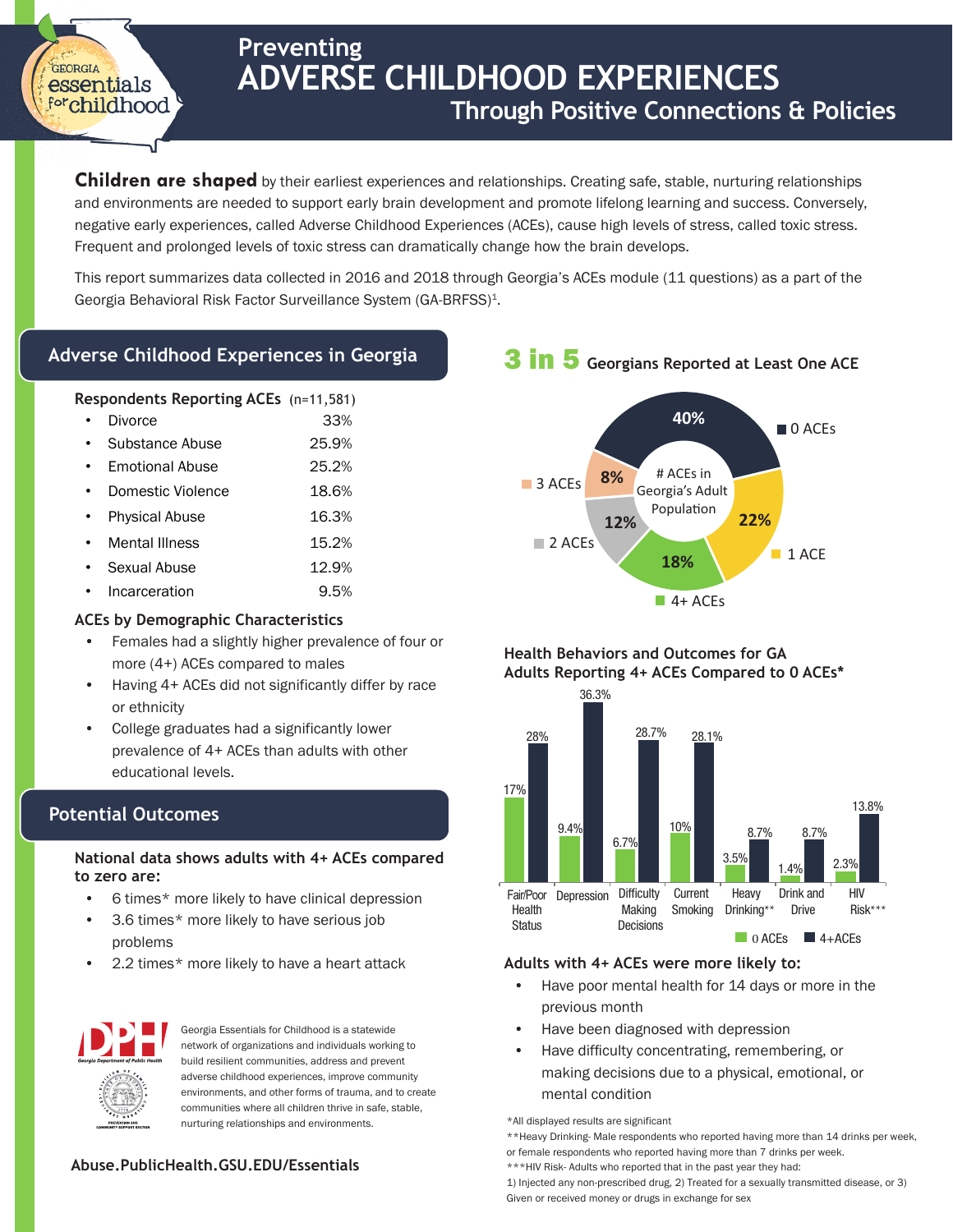# Preventing ADVERSE CHILDHOOD EXPERIENCES

## Through Positive Connections & Policies

**Children are shaped** by their earliest experiences and relationships. Creating safe, stable, nurturing relationships and environments are needed to support early brain development and promote lifelong learning and success. Conversely, negative early experiences, called Adverse Childhood Experiences (ACEs), cause high levels of stress, called toxic stress. Frequent and prolonged levels of toxic stress can dramatically change how the brain develops.

This report summarizes data collected in 2016 and 2018 through Georgia's ACEs module (11 questions) as a part of the Georgia Behavioral Risk Factor Surveillance System (GA-BRFSS)[1].

## Adverse Childhood Experiences in Georgia

**Respondents Reporting ACEs** (n=11,581)

- Divorce 33%
- Substance Abuse 25.9%
- Emotional Abuse 25.2%
- Domestic Violence 18.6%
- Physical Abuse 16.3%
- Mental Illness 15.2%
- Sexual Abuse 12.9%
- Incarceration 9.5%

**ACEs by Demographic Characteristics**

- Females had a slightly higher prevalence of four or more (4+) ACEs compared to males
- Having 4+ ACEs did not significantly differ by race or ethnicity
- College graduates had a significantly lower prevalence of 4+ ACEs than adults with other educational levels.

## Potential Outcomes

**National data shows adults with 4+ ACEs compared to zero are:**

- 6 times* more likely to have clinical depression
- 3.6 times* more likely to have serious job problems
- 2.2 times* more likely to have a heart attack

Georgia Essentials for Childhood is a statewide network of organizations and individuals working to build resilient communities, address and prevent adverse childhood experiences, improve community environments, and other forms of trauma, and to create communities where all children thrive in safe, stable, nurturing relationships and environments.

**Abuse.PublicHealth.GSU.EDU/Essentials**

## 3 in 5 Georgians Reported at Least One ACE

# ACEs in Georgia's Adult Population

| # ACEs | Percent |
|---|---|
| 0 ACEs | 40% |
| 1 ACE | 22% |
| 2 ACEs | 12% |
| 3 ACEs | 8% |
| 4+ ACEs | 18% |

**Health Behaviors and Outcomes for GA Adults Reporting 4+ ACEs Compared to 0 ACEs***

| | 0 ACEs | 4+ACEs |
|---|---|---|
| Fair/Poor Health Status | 17% | 28% |
| Depression | 9.4% | 36.3% |
| Difficulty Making Decisions | 6.7% | 28.7% |
| Current Smoking | 10% | 28.1% |
| Heavy Drinking** | 3.5% | 8.7% |
| Drink and Drive | 1.4% | 8.7% |
| HIV Risk*** | 2.3% | 13.8% |

**Adults with 4+ ACEs were more likely to:**

- Have poor mental health for 14 days or more in the previous month
- Have been diagnosed with depression
- Have difficulty concentrating, remembering, or making decisions due to a physical, emotional, or mental condition

*All displayed results are significant

**Heavy Drinking- Male respondents who reported having more than 14 drinks per week, or female respondents who reported having more than 7 drinks per week.

***HIV Risk- Adults who reported that in the past year they had:
1) Injected any non-prescribed drug, 2) Treated for a sexually transmitted disease, or 3) Given or received money or drugs in exchange for sex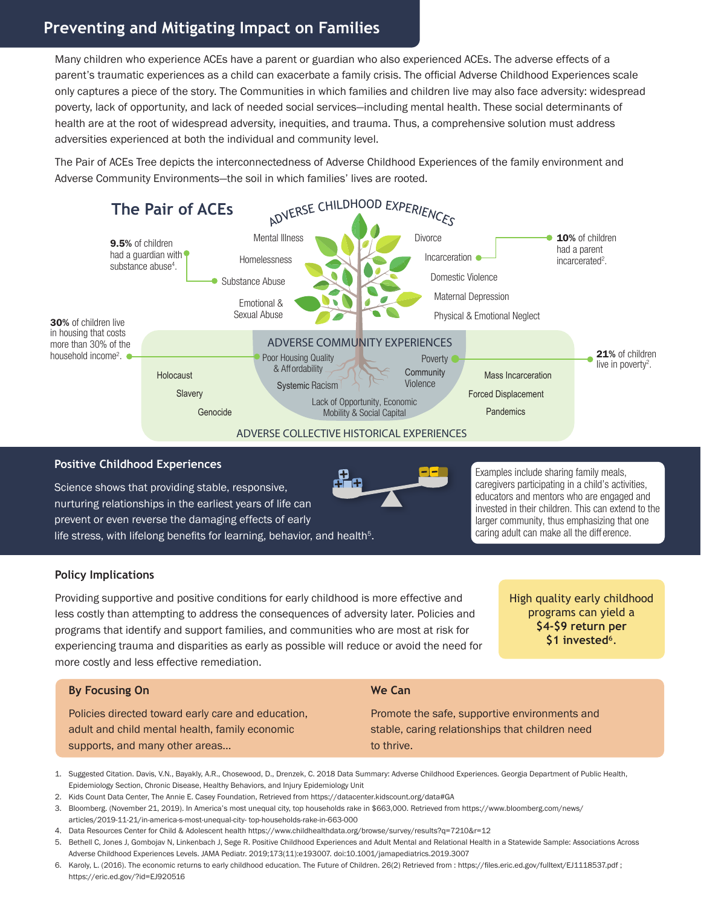## Preventing and Mitigating Impact on Families

Many children who experience ACEs have a parent or guardian who also experienced ACEs. The adverse effects of a parent's traumatic experiences as a child can exacerbate a family crisis. The official Adverse Childhood Experiences scale only captures a piece of the story. The Communities in which families and children live may also face adversity: widespread poverty, lack of opportunity, and lack of needed social services—including mental health. These social determinants of health are at the root of widespread adversity, inequities, and trauma. Thus, a comprehensive solution must address adversities experienced at both the individual and community level.

The Pair of ACEs Tree depicts the interconnectedness of Adverse Childhood Experiences of the family environment and Adverse Community Environments—the soil in which families' lives are rooted.

### The Pair of ACEs

ADVERSE CHILDHOOD EXPERIENCES

Mental Illness

Homelessness

Substance Abuse

Emotional & Sexual Abuse

Divorce

Incarceration

Domestic Violence

Maternal Depression

Physical & Emotional Neglect

**9.5%** of children had a guardian with substance abuse[4].

**10%** of children had a parent incarcerated[2].

**30%** of children live in housing that costs more than 30% of the household income[2].

**21%** of children live in poverty[2].

ADVERSE COMMUNITY EXPERIENCES

Poor Housing Quality & Affordability

Systemic Racism

Poverty

Community Violence

Lack of Opportunity, Economic Mobility & Social Capital

Holocaust

Slavery

Genocide

Mass Incarceration

Forced Displacement

Pandemics

ADVERSE COLLECTIVE HISTORICAL EXPERIENCES

### Positive Childhood Experiences

Science shows that providing stable, responsive, nurturing relationships in the earliest years of life can prevent or even reverse the damaging effects of early life stress, with lifelong benefits for learning, behavior, and health[5].

Examples include sharing family meals, caregivers participating in a child's activities, educators and mentors who are engaged and invested in their children. This can extend to the larger community, thus emphasizing that one caring adult can make all the difference.

### Policy Implications

Providing supportive and positive conditions for early childhood is more effective and less costly than attempting to address the consequences of adversity later. Policies and programs that identify and support families, and communities who are most at risk for experiencing trauma and disparities as early as possible will reduce or avoid the need for more costly and less effective remediation.

High quality early childhood programs can yield a **$4-$9 return per $1 invested**[6].

| By Focusing On | We Can |
| --- | --- |
| Policies directed toward early care and education, adult and child mental health, family economic supports, and many other areas... | Promote the safe, supportive environments and stable, caring relationships that children need to thrive. |

1. Suggested Citation. Davis, V.N., Bayakly, A.R., Chosewood, D., Drenzek, C. 2018 Data Summary: Adverse Childhood Experiences. Georgia Department of Public Health, Epidemiology Section, Chronic Disease, Healthy Behaviors, and Injury Epidemiology Unit
2. Kids Count Data Center, The Annie E. Casey Foundation, Retrieved from https://datacenter.kidscount.org/data#GA
3. Bloomberg. (November 21, 2019). In America's most unequal city, top households rake in $663,000. Retrieved from https://www.bloomberg.com/news/articles/2019-11-21/in-america-s-most-unequal-city- top-households-rake-in-663-000
4. Data Resources Center for Child & Adolescent health https://www.childhealthdata.org/browse/survey/results?q=7210&r=12
5. Bethell C, Jones J, Gombojav N, Linkenbach J, Sege R. Positive Childhood Experiences and Adult Mental and Relational Health in a Statewide Sample: Associations Across Adverse Childhood Experiences Levels. JAMA Pediatr. 2019;173(11):e193007. doi:10.1001/jamapediatrics.2019.3007
6. Karoly, L. (2016). The economic returns to early childhood education. The Future of Children. 26(2) Retrieved from : https://files.eric.ed.gov/fulltext/EJ1118537.pdf ; https://eric.ed.gov/?id=EJ920516